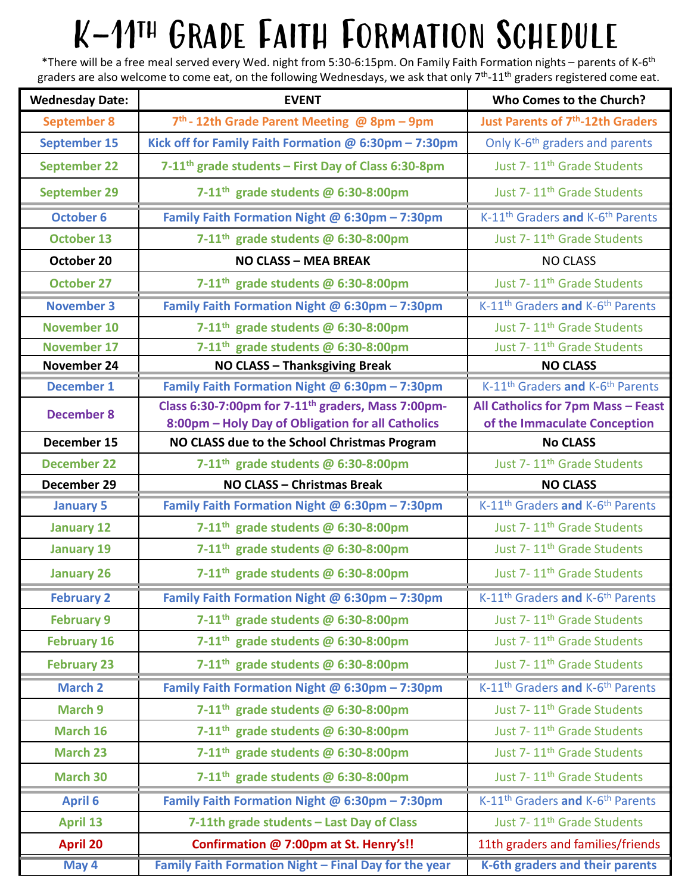# K-11th Grade Faith Formation Schedule

*There will be a free meal served every Wed. night from 5:30-6:15pm. On Family Faith Formation nights – parents of K-6th graders are also welcome to come eat, on the following Wednesdays, we ask that only 7th-11th graders registered come eat.

| Wednesday Date: | EVENT | Who Comes to the Church? |
|---|---|---|
| September 8 | 7th - 12th Grade Parent Meeting @ 8pm – 9pm | Just Parents of 7th-12th Graders |
| September 15 | Kick off for Family Faith Formation @ 6:30pm – 7:30pm | Only K-6th graders and parents |
| September 22 | 7-11th grade students – First Day of Class 6:30-8pm | Just 7- 11th Grade Students |
| September 29 | 7-11th grade students @ 6:30-8:00pm | Just 7- 11th Grade Students |
| October 6 | Family Faith Formation Night @ 6:30pm – 7:30pm | K-11th Graders **and** K-6th Parents |
| October 13 | 7-11th grade students @ 6:30-8:00pm | Just 7- 11th Grade Students |
| October 20 | NO CLASS – MEA BREAK | NO CLASS |
| October 27 | 7-11th grade students @ 6:30-8:00pm | Just 7- 11th Grade Students |
| November 3 | Family Faith Formation Night @ 6:30pm – 7:30pm | K-11th Graders **and** K-6th Parents |
| November 10 | 7-11th grade students @ 6:30-8:00pm | Just 7- 11th Grade Students |
| November 17 | 7-11th grade students @ 6:30-8:00pm | Just 7- 11th Grade Students |
| November 24 | NO CLASS – Thanksgiving Break | NO CLASS |
| December 1 | Family Faith Formation Night @ 6:30pm – 7:30pm | K-11th Graders **and** K-6th Parents |
| December 8 | Class 6:30-7:00pm for 7-11th graders, Mass 7:00pm-8:00pm – Holy Day of Obligation for all Catholics | All Catholics for 7pm Mass – Feast of the Immaculate Conception |
| December 15 | NO CLASS due to the School Christmas Program | No CLASS |
| December 22 | 7-11th grade students @ 6:30-8:00pm | Just 7- 11th Grade Students |
| December 29 | NO CLASS – Christmas Break | NO CLASS |
| January 5 | Family Faith Formation Night @ 6:30pm – 7:30pm | K-11th Graders **and** K-6th Parents |
| January 12 | 7-11th grade students @ 6:30-8:00pm | Just 7- 11th Grade Students |
| January 19 | 7-11th grade students @ 6:30-8:00pm | Just 7- 11th Grade Students |
| January 26 | 7-11th grade students @ 6:30-8:00pm | Just 7- 11th Grade Students |
| February 2 | Family Faith Formation Night @ 6:30pm – 7:30pm | K-11th Graders **and** K-6th Parents |
| February 9 | 7-11th grade students @ 6:30-8:00pm | Just 7- 11th Grade Students |
| February 16 | 7-11th grade students @ 6:30-8:00pm | Just 7- 11th Grade Students |
| February 23 | 7-11th grade students @ 6:30-8:00pm | Just 7- 11th Grade Students |
| March 2 | Family Faith Formation Night @ 6:30pm – 7:30pm | K-11th Graders **and** K-6th Parents |
| March 9 | 7-11th grade students @ 6:30-8:00pm | Just 7- 11th Grade Students |
| March 16 | 7-11th grade students @ 6:30-8:00pm | Just 7- 11th Grade Students |
| March 23 | 7-11th grade students @ 6:30-8:00pm | Just 7- 11th Grade Students |
| March 30 | 7-11th grade students @ 6:30-8:00pm | Just 7- 11th Grade Students |
| April 6 | Family Faith Formation Night @ 6:30pm – 7:30pm | K-11th Graders **and** K-6th Parents |
| April 13 | 7-11th grade students – Last Day of Class | Just 7- 11th Grade Students |
| April 20 | Confirmation @ 7:00pm at St. Henry's!! | 11th graders and families/friends |
| May 4 | Family Faith Formation Night – Final Day for the year | K-6th graders and their parents |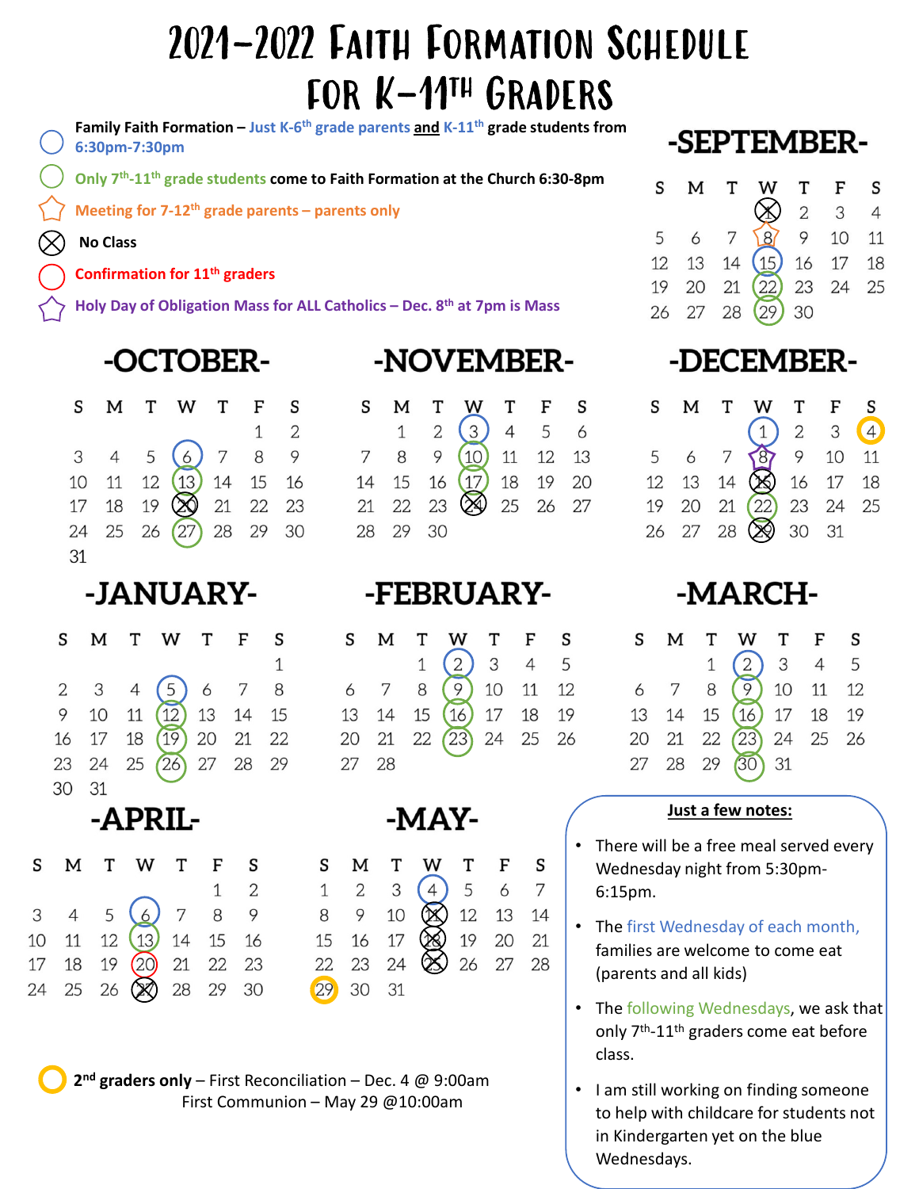# 2021-2022 Faith Formation Schedule for K-11th Graders

- (Blue circle) **Family Faith Formation** – Just K-6th grade parents **and** K-11th grade students from 6:30pm-7:30pm
- (Green circle) **Only 7th-11th grade students** come to Faith Formation at the Church 6:30-8pm
- (Orange star) **Meeting for 7-12th grade parents – parents only**
- (Circled X) **No Class**
- (Red circle) **Confirmation for 11th graders**
- (Purple star) **Holy Day of Obligation Mass for ALL Catholics – Dec. 8th at 7pm is Mass**

## -SEPTEMBER-

| S | M | T | W | T | F | S |
|---|---|---|---|---|---|---|
| | | | 1 (No Class) | 2 | 3 | 4 |
| 5 | 6 | 7 | 8 (Orange star) | 9 | 10 | 11 |
| 12 | 13 | 14 | 15 (Blue) | 16 | 17 | 18 |
| 19 | 20 | 21 | 22 (Green) | 23 | 24 | 25 |
| 26 | 27 | 28 | 29 (Green) | 30 | | |

## -OCTOBER-

| S | M | T | W | T | F | S |
|---|---|---|---|---|---|---|
| | | | | | 1 | 2 |
| 3 | 4 | 5 | 6 (Blue) | 7 | 8 | 9 |
| 10 | 11 | 12 | 13 (Green) | 14 | 15 | 16 |
| 17 | 18 | 19 | 20 (No Class) | 21 | 22 | 23 |
| 24 | 25 | 26 | 27 (Green) | 28 | 29 | 30 |
| 31 | | | | | | |

## -NOVEMBER-

| S | M | T | W | T | F | S |
|---|---|---|---|---|---|---|
| | 1 | 2 | 3 (Blue) | 4 | 5 | 6 |
| 7 | 8 | 9 | 10 (Green) | 11 | 12 | 13 |
| 14 | 15 | 16 | 17 (Green) | 18 | 19 | 20 |
| 21 | 22 | 23 | 24 (No Class) | 25 | 26 | 27 |
| 28 | 29 | 30 | | | | |

## -DECEMBER-

| S | M | T | W | T | F | S |
|---|---|---|---|---|---|---|
| | | | 1 (Blue) | 2 | 3 | 4 (Yellow) |
| 5 | 6 | 7 | 8 (Purple star) | 9 | 10 | 11 |
| 12 | 13 | 14 | 15 (No Class) | 16 | 17 | 18 |
| 19 | 20 | 21 | 22 (Green) | 23 | 24 | 25 |
| 26 | 27 | 28 | 29 (No Class) | 30 | 31 | |

## -JANUARY-

| S | M | T | W | T | F | S |
|---|---|---|---|---|---|---|
| | | | | | | 1 |
| 2 | 3 | 4 | 5 (Blue) | 6 | 7 | 8 |
| 9 | 10 | 11 | 12 (Green) | 13 | 14 | 15 |
| 16 | 17 | 18 | 19 (Green) | 20 | 21 | 22 |
| 23 | 24 | 25 | 26 (Green) | 27 | 28 | 29 |
| 30 | 31 | | | | | |

## -FEBRUARY-

| S | M | T | W | T | F | S |
|---|---|---|---|---|---|---|
| | | 1 | 2 (Blue) | 3 | 4 | 5 |
| 6 | 7 | 8 | 9 (Green) | 10 | 11 | 12 |
| 13 | 14 | 15 | 16 (Green) | 17 | 18 | 19 |
| 20 | 21 | 22 | 23 (Green) | 24 | 25 | 26 |
| 27 | 28 | | | | | |

## -MARCH-

| S | M | T | W | T | F | S |
|---|---|---|---|---|---|---|
| | | 1 | 2 (Blue) | 3 | 4 | 5 |
| 6 | 7 | 8 | 9 (Green) | 10 | 11 | 12 |
| 13 | 14 | 15 | 16 (Green) | 17 | 18 | 19 |
| 20 | 21 | 22 | 23 (Green) | 24 | 25 | 26 |
| 27 | 28 | 29 | 30 (Green) | 31 | | |

## -APRIL-

| S | M | T | W | T | F | S |
|---|---|---|---|---|---|---|
| | | | | | 1 | 2 |
| 3 | 4 | 5 | 6 (Blue) | 7 | 8 | 9 |
| 10 | 11 | 12 | 13 (Green) | 14 | 15 | 16 |
| 17 | 18 | 19 | 20 (Red) | 21 | 22 | 23 |
| 24 | 25 | 26 | 27 (No Class) | 28 | 29 | 30 |

## -MAY-

| S | M | T | W | T | F | S |
|---|---|---|---|---|---|---|
| 1 | 2 | 3 | 4 (Blue) | 5 | 6 | 7 |
| 8 | 9 | 10 | 11 (No Class) | 12 | 13 | 14 |
| 15 | 16 | 17 | 18 (No Class) | 19 | 20 | 21 |
| 22 | 23 | 24 | 25 (No Class) | 26 | 27 | 28 |
| 29 (Yellow) | 30 | 31 | | | | |

(Yellow circle) **2nd graders only** – First Reconciliation – Dec. 4 @ 9:00am
First Communion – May 29 @10:00am

**Just a few notes:**

- There will be a free meal served every Wednesday night from 5:30pm-6:15pm.
- The first Wednesday of each month, families are welcome to come eat (parents and all kids)
- The following Wednesdays, we ask that only 7th-11th graders come eat before class.
- I am still working on finding someone to help with childcare for students not in Kindergarten yet on the blue Wednesdays.